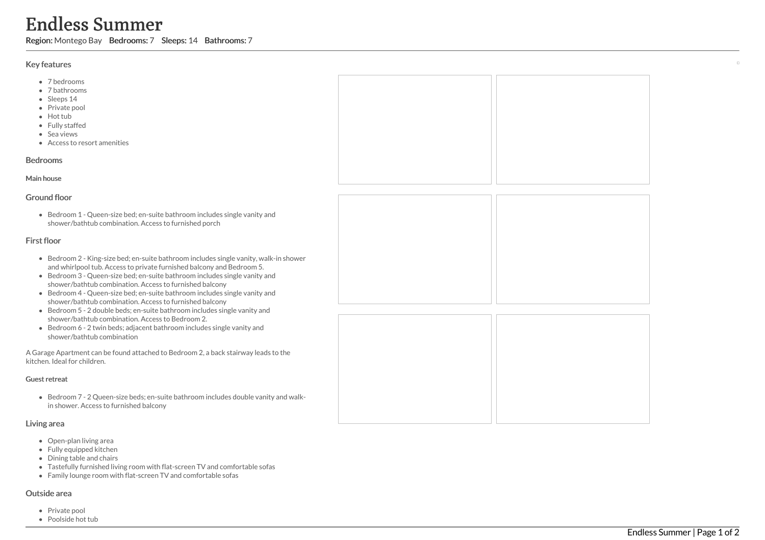# Endless Summer

**Region:** Montego Bay **Bedrooms:** 7 **Sleeps:** 14 **Bathrooms:** 7

## Key features

- 7 bedrooms
- 7 bathrooms
- Sleeps 14
- Private pool
- Hot tub
- Fully staffed
- Sea views
- Access to resort amenities

## Bedrooms

#### Main house

### Ground floor

- Bedroom 1 - Queen-size bed; en-suite bathroom includes single vanity and shower/bathtub combination. Access to furnished porch

### First floor

- Bedroom 2 - King-size bed; en-suite bathroom includes single vanity, walk-in shower and whirlpool tub. Access to private furnished balcony and Bedroom 5.
- Bedroom 3 - Queen-size bed; en-suite bathroom includes single vanity and shower/bathtub combination. Access to furnished balcony
- Bedroom 4 - Queen-size bed; en-suite bathroom includes single vanity and shower/bathtub combination. Access to furnished balcony
- Bedroom 5 - 2 double beds; en-suite bathroom includes single vanity and shower/bathtub combination. Access to Bedroom 2.
- Bedroom 6 - 2 twin beds; adjacent bathroom includes single vanity and shower/bathtub combination

A Garage Apartment can be found attached to Bedroom 2, a back stairway leads to the kitchen. Ideal for children.

#### Guest retreat

- Bedroom 7 - 2 Queen-size beds; en-suite bathroom includes double vanity and walk-in shower. Access to furnished balcony

## Living area

- Open-plan living area
- Fully equipped kitchen
- Dining table and chairs
- Tastefully furnished living room with flat-screen TV and comfortable sofas
- Family lounge room with flat-screen TV and comfortable sofas

## Outside area

- Private pool
- Poolside hot tub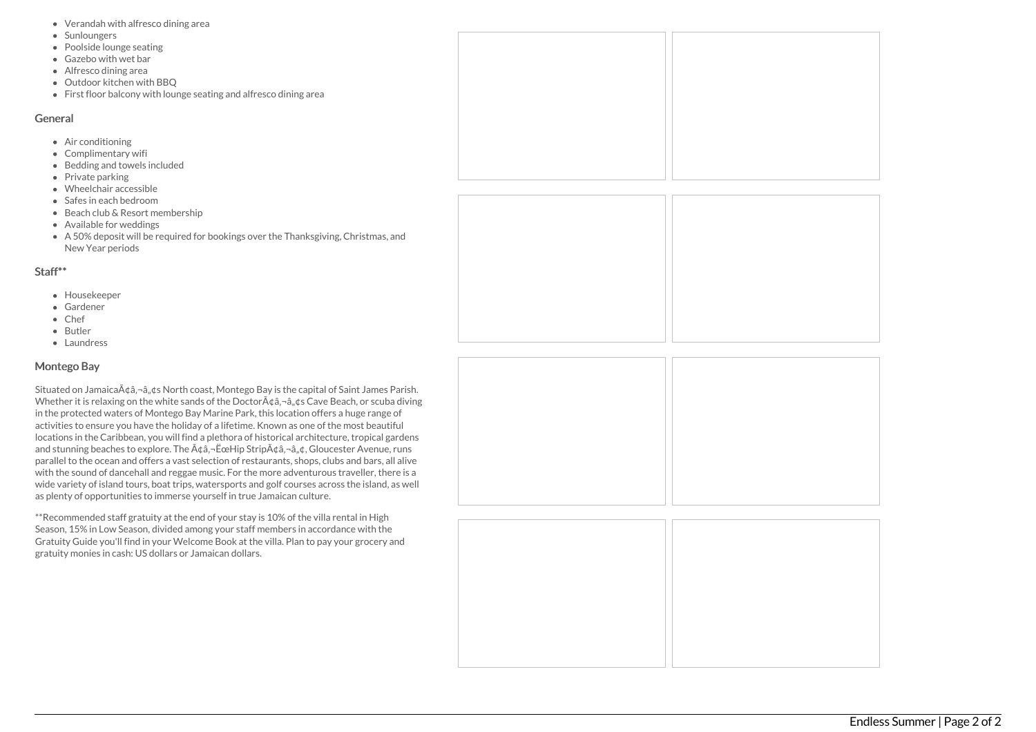- Verandah with alfresco dining area
- Sunloungers
- Poolside lounge seating
- Gazebo with wet bar
- Alfresco dining area
- Outdoor kitchen with BBQ
- First floor balcony with lounge seating and alfresco dining area

### General

- Air conditioning
- Complimentary wifi
- Bedding and towels included
- Private parking
- Wheelchair accessible
- Safes in each bedroom
- Beach club & Resort membership
- Available for weddings
- A 50% deposit will be required for bookings over the Thanksgiving, Christmas, and New Year periods

### Staff**

- Housekeeper
- Gardener
- Chef
- Butler
- Laundress

### Montego Bay

Situated on JamaicaÃ¢â‚¬â„¢s North coast, Montego Bay is the capital of Saint James Parish. Whether it is relaxing on the white sands of the DoctorÃ¢â‚¬â„¢s Cave Beach, or scuba diving in the protected waters of Montego Bay Marine Park, this location offers a huge range of activities to ensure you have the holiday of a lifetime. Known as one of the most beautiful locations in the Caribbean, you will find a plethora of historical architecture, tropical gardens and stunning beaches to explore. The Ã¢â‚¬ËœHip StripÃ¢â‚¬â„¢, Gloucester Avenue, runs parallel to the ocean and offers a vast selection of restaurants, shops, clubs and bars, all alive with the sound of dancehall and reggae music. For the more adventurous traveller, there is a wide variety of island tours, boat trips, watersports and golf courses across the island, as well as plenty of opportunities to immerse yourself in true Jamaican culture.

**Recommended staff gratuity at the end of your stay is 10% of the villa rental in High Season, 15% in Low Season, divided among your staff members in accordance with the Gratuity Guide you'll find in your Welcome Book at the villa. Plan to pay your grocery and gratuity monies in cash: US dollars or Jamaican dollars.